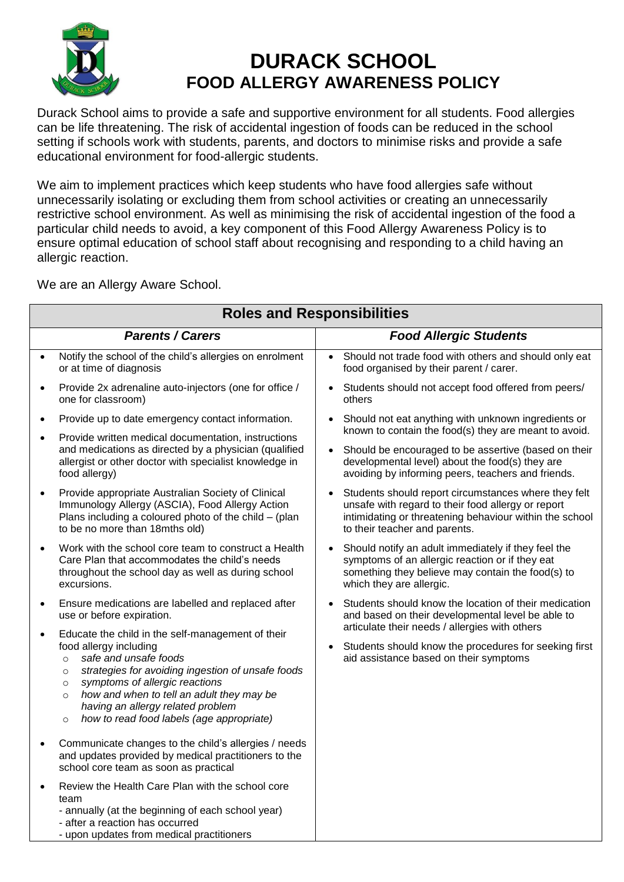# DURACK SCHOOL
## FOOD ALLERGY AWARENESS POLICY

Durack School aims to provide a safe and supportive environment for all students. Food allergies can be life threatening. The risk of accidental ingestion of foods can be reduced in the school setting if schools work with students, parents, and doctors to minimise risks and provide a safe educational environment for food-allergic students.

We aim to implement practices which keep students who have food allergies safe without unnecessarily isolating or excluding them from school activities or creating an unnecessarily restrictive school environment. As well as minimising the risk of accidental ingestion of the food a particular child needs to avoid, a key component of this Food Allergy Awareness Policy is to ensure optimal education of school staff about recognising and responding to a child having an allergic reaction.

We are an Allergy Aware School.

## Roles and Responsibilities

### *Parents / Carers*

- Notify the school of the child's allergies on enrolment or at time of diagnosis
- Provide 2x adrenaline auto-injectors (one for office / one for classroom)
- Provide up to date emergency contact information.
- Provide written medical documentation, instructions and medications as directed by a physician (qualified allergist or other doctor with specialist knowledge in food allergy)
- Provide appropriate Australian Society of Clinical Immunology Allergy (ASCIA), Food Allergy Action Plans including a coloured photo of the child – (plan to be no more than 18mths old)
- Work with the school core team to construct a Health Care Plan that accommodates the child's needs throughout the school day as well as during school excursions.
- Ensure medications are labelled and replaced after use or before expiration.
- Educate the child in the self-management of their food allergy including
  - *safe and unsafe foods*
  - *strategies for avoiding ingestion of unsafe foods*
  - *symptoms of allergic reactions*
  - *how and when to tell an adult they may be having an allergy related problem*
  - *how to read food labels (age appropriate)*
- Communicate changes to the child's allergies / needs and updates provided by medical practitioners to the school core team as soon as practical
- Review the Health Care Plan with the school core team
  - annually (at the beginning of each school year)
  - after a reaction has occurred
  - upon updates from medical practitioners

### *Food Allergic Students*

- Should not trade food with others and should only eat food organised by their parent / carer.
- Students should not accept food offered from peers/ others
- Should not eat anything with unknown ingredients or known to contain the food(s) they are meant to avoid.
- Should be encouraged to be assertive (based on their developmental level) about the food(s) they are avoiding by informing peers, teachers and friends.
- Students should report circumstances where they felt unsafe with regard to their food allergy or report intimidating or threatening behaviour within the school to their teacher and parents.
- Should notify an adult immediately if they feel the symptoms of an allergic reaction or if they eat something they believe may contain the food(s) to which they are allergic.
- Students should know the location of their medication and based on their developmental level be able to articulate their needs / allergies with others
- Students should know the procedures for seeking first aid assistance based on their symptoms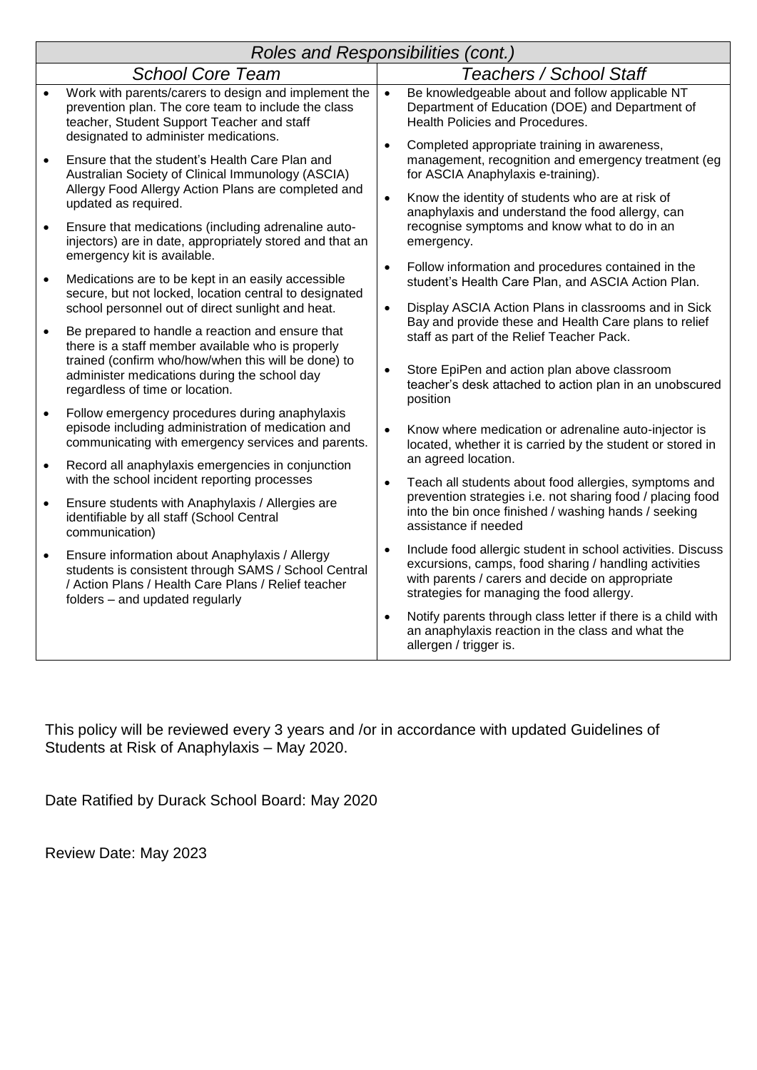| Roles and Responsibilities (cont.) | |
|---|---|
| *School Core Team* | *Teachers / School Staff* |
| • Work with parents/carers to design and implement the prevention plan. The core team to include the class teacher, Student Support Teacher and staff designated to administer medications.<br>• Ensure that the student's Health Care Plan and Australian Society of Clinical Immunology (ASCIA) Allergy Food Allergy Action Plans are completed and updated as required.<br>• Ensure that medications (including adrenaline auto-injectors) are in date, appropriately stored and that an emergency kit is available.<br>• Medications are to be kept in an easily accessible secure, but not locked, location central to designated school personnel out of direct sunlight and heat.<br>• Be prepared to handle a reaction and ensure that there is a staff member available who is properly trained (confirm who/how/when this will be done) to administer medications during the school day regardless of time or location.<br>• Follow emergency procedures during anaphylaxis episode including administration of medication and communicating with emergency services and parents.<br>• Record all anaphylaxis emergencies in conjunction with the school incident reporting processes<br>• Ensure students with Anaphylaxis / Allergies are identifiable by all staff (School Central communication)<br>• Ensure information about Anaphylaxis / Allergy students is consistent through SAMS / School Central / Action Plans / Health Care Plans / Relief teacher folders – and updated regularly | • Be knowledgeable about and follow applicable NT Department of Education (DOE) and Department of Health Policies and Procedures.<br>• Completed appropriate training in awareness, management, recognition and emergency treatment (eg for ASCIA Anaphylaxis e-training).<br>• Know the identity of students who are at risk of anaphylaxis and understand the food allergy, can recognise symptoms and know what to do in an emergency.<br>• Follow information and procedures contained in the student's Health Care Plan, and ASCIA Action Plan.<br>• Display ASCIA Action Plans in classrooms and in Sick Bay and provide these and Health Care plans to relief staff as part of the Relief Teacher Pack.<br>• Store EpiPen and action plan above classroom teacher's desk attached to action plan in an unobscured position<br>• Know where medication or adrenaline auto-injector is located, whether it is carried by the student or stored in an agreed location.<br>• Teach all students about food allergies, symptoms and prevention strategies i.e. not sharing food / placing food into the bin once finished / washing hands / seeking assistance if needed<br>• Include food allergic student in school activities. Discuss excursions, camps, food sharing / handling activities with parents / carers and decide on appropriate strategies for managing the food allergy.<br>• Notify parents through class letter if there is a child with an anaphylaxis reaction in the class and what the allergen / trigger is. |

This policy will be reviewed every 3 years and /or in accordance with updated Guidelines of Students at Risk of Anaphylaxis – May 2020.

Date Ratified by Durack School Board: May 2020

Review Date: May 2023